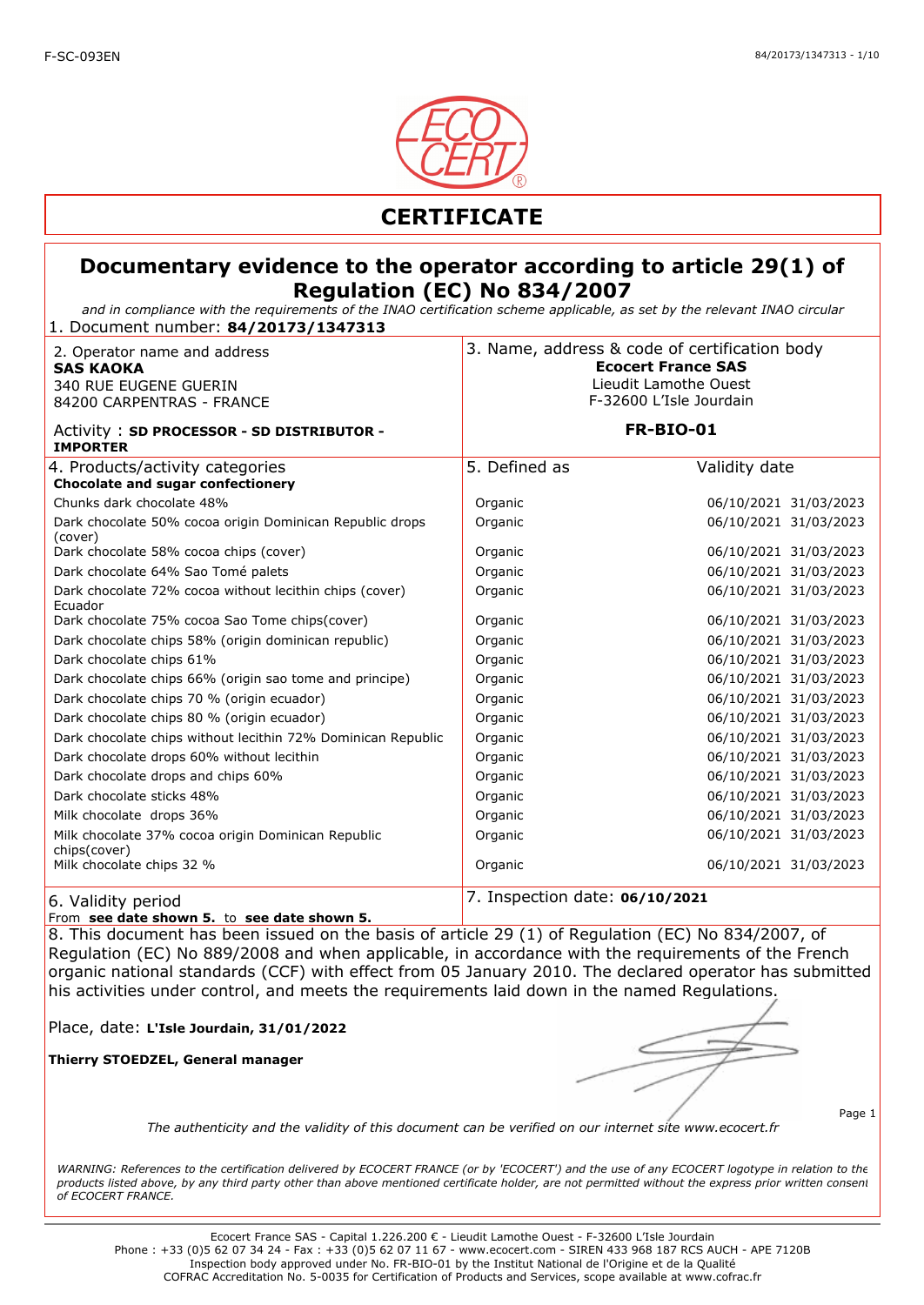# CERTIFICATE

## Documentary evidence to the operator according to article 29(1) of Regulation (EC) No 834/2007

*and in compliance with the requirements of the INAO certification scheme applicable, as set by the relevant INAO circular*

1. Document number: **84/20173/1347313**

| 2. Operator name and address | 3. Name, address & code of certification body |
|---|---|
| **SAS KAOKA**<br>340 RUE EUGENE GUERIN<br>84200 CARPENTRAS - FRANCE | **Ecocert France SAS**<br>Lieudit Lamothe Ouest<br>F-32600 L'Isle Jourdain |
| Activity : **SD PROCESSOR - SD DISTRIBUTOR - IMPORTER** | **FR-BIO-01** |

| 4. Products/activity categories | 5. Defined as | Validity date | |
|---|---|---|---|
| **Chocolate and sugar confectionery** | | | |
| Chunks dark chocolate 48% | Organic | 06/10/2021 | 31/03/2023 |
| Dark chocolate 50% cocoa origin Dominican Republic drops (cover) | Organic | 06/10/2021 | 31/03/2023 |
| Dark chocolate 58% cocoa chips (cover) | Organic | 06/10/2021 | 31/03/2023 |
| Dark chocolate 64% Sao Tomé palets | Organic | 06/10/2021 | 31/03/2023 |
| Dark chocolate 72% cocoa without lecithin chips (cover) Ecuador | Organic | 06/10/2021 | 31/03/2023 |
| Dark chocolate 75% cocoa Sao Tome chips(cover) | Organic | 06/10/2021 | 31/03/2023 |
| Dark chocolate chips 58% (origin dominican republic) | Organic | 06/10/2021 | 31/03/2023 |
| Dark chocolate chips 61% | Organic | 06/10/2021 | 31/03/2023 |
| Dark chocolate chips 66% (origin sao tome and principe) | Organic | 06/10/2021 | 31/03/2023 |
| Dark chocolate chips 70 % (origin ecuador) | Organic | 06/10/2021 | 31/03/2023 |
| Dark chocolate chips 80 % (origin ecuador) | Organic | 06/10/2021 | 31/03/2023 |
| Dark chocolate chips without lecithin 72% Dominican Republic | Organic | 06/10/2021 | 31/03/2023 |
| Dark chocolate drops 60% without lecithin | Organic | 06/10/2021 | 31/03/2023 |
| Dark chocolate drops and chips 60% | Organic | 06/10/2021 | 31/03/2023 |
| Dark chocolate sticks 48% | Organic | 06/10/2021 | 31/03/2023 |
| Milk chocolate drops 36% | Organic | 06/10/2021 | 31/03/2023 |
| Milk chocolate 37% cocoa origin Dominican Republic chips(cover) | Organic | 06/10/2021 | 31/03/2023 |
| Milk chocolate chips 32 % | Organic | 06/10/2021 | 31/03/2023 |

| 6. Validity period | 7. Inspection date: **06/10/2021** |
|---|---|
| From **see date shown 5.** to **see date shown 5.** | |

8. This document has been issued on the basis of article 29 (1) of Regulation (EC) No 834/2007, of Regulation (EC) No 889/2008 and when applicable, in accordance with the requirements of the French organic national standards (CCF) with effect from 05 January 2010. The declared operator has submitted his activities under control, and meets the requirements laid down in the named Regulations.

Place, date: **L'Isle Jourdain, 31/01/2022**

**Thierry STOEDZEL, General manager**

*The authenticity and the validity of this document can be verified on our internet site www.ecocert.fr*

*WARNING: References to the certification delivered by ECOCERT FRANCE (or by 'ECOCERT') and the use of any ECOCERT logotype in relation to the products listed above, by any third party other than above mentioned certificate holder, are not permitted without the express prior written consent of ECOCERT FRANCE.*

Ecocert France SAS - Capital 1.226.200 € - Lieudit Lamothe Ouest - F-32600 L'Isle Jourdain
Phone : +33 (0)5 62 07 34 24 - Fax : +33 (0)5 62 07 11 67 - www.ecocert.com - SIREN 433 968 187 RCS AUCH - APE 7120B
Inspection body approved under No. FR-BIO-01 by the Institut National de l'Origine et de la Qualité
COFRAC Accreditation No. 5-0035 for Certification of Products and Services, scope available at www.cofrac.fr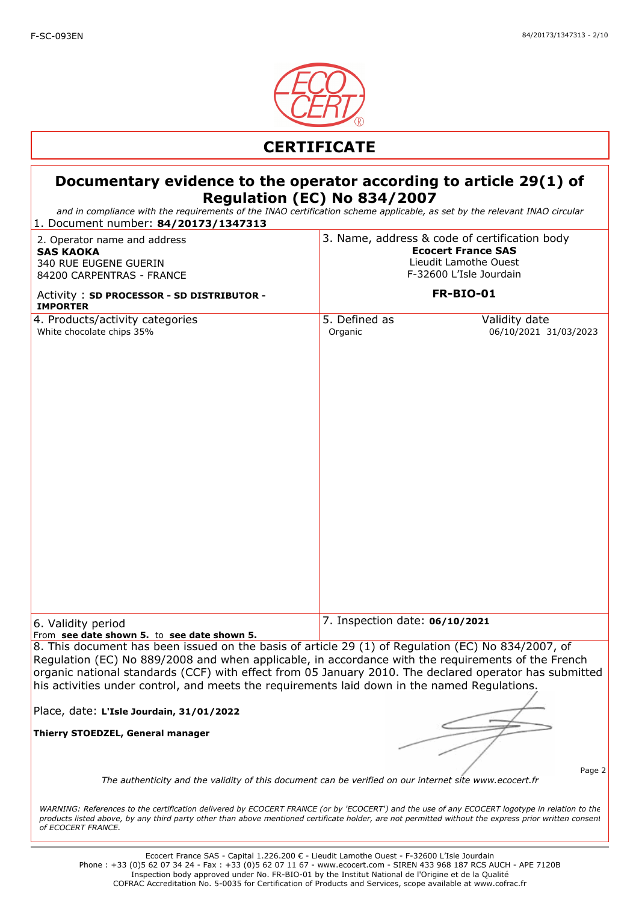# CERTIFICATE

## Documentary evidence to the operator according to article 29(1) of Regulation (EC) No 834/2007

*and in compliance with the requirements of the INAO certification scheme applicable, as set by the relevant INAO circular*

1. Document number: **84/20173/1347313**

| 2. Operator name and address | 3. Name, address & code of certification body | |
| --- | --- | --- |
| **SAS KAOKA**<br>340 RUE EUGENE GUERIN<br>84200 CARPENTRAS - FRANCE<br><br>Activity : **SD PROCESSOR - SD DISTRIBUTOR - IMPORTER** | **Ecocert France SAS**<br>Lieudit Lamothe Ouest<br>F-32600 L'Isle Jourdain<br><br>**FR-BIO-01** | |
| **4. Products/activity categories** | **5. Defined as** | **Validity date** |
| White chocolate chips 35% | Organic | 06/10/2021 31/03/2023 |
| 6. Validity period<br>From **see date shown 5.** to **see date shown 5.** | 7. Inspection date: **06/10/2021** | |

8. This document has been issued on the basis of article 29 (1) of Regulation (EC) No 834/2007, of Regulation (EC) No 889/2008 and when applicable, in accordance with the requirements of the French organic national standards (CCF) with effect from 05 January 2010. The declared operator has submitted his activities under control, and meets the requirements laid down in the named Regulations.

Place, date: **L'Isle Jourdain, 31/01/2022**

**Thierry STOEDZEL, General manager**

*The authenticity and the validity of this document can be verified on our internet site www.ecocert.fr*

*WARNING: References to the certification delivered by ECOCERT FRANCE (or by 'ECOCERT') and the use of any ECOCERT logotype in relation to the products listed above, by any third party other than above mentioned certificate holder, are not permitted without the express prior written consent of ECOCERT FRANCE.*

Ecocert France SAS - Capital 1.226.200 € - Lieudit Lamothe Ouest - F-32600 L'Isle Jourdain
Phone : +33 (0)5 62 07 34 24 - Fax : +33 (0)5 62 07 11 67 - www.ecocert.com - SIREN 433 968 187 RCS AUCH - APE 7120B
Inspection body approved under No. FR-BIO-01 by the Institut National de l'Origine et de la Qualité
COFRAC Accreditation No. 5-0035 for Certification of Products and Services, scope available at www.cofrac.fr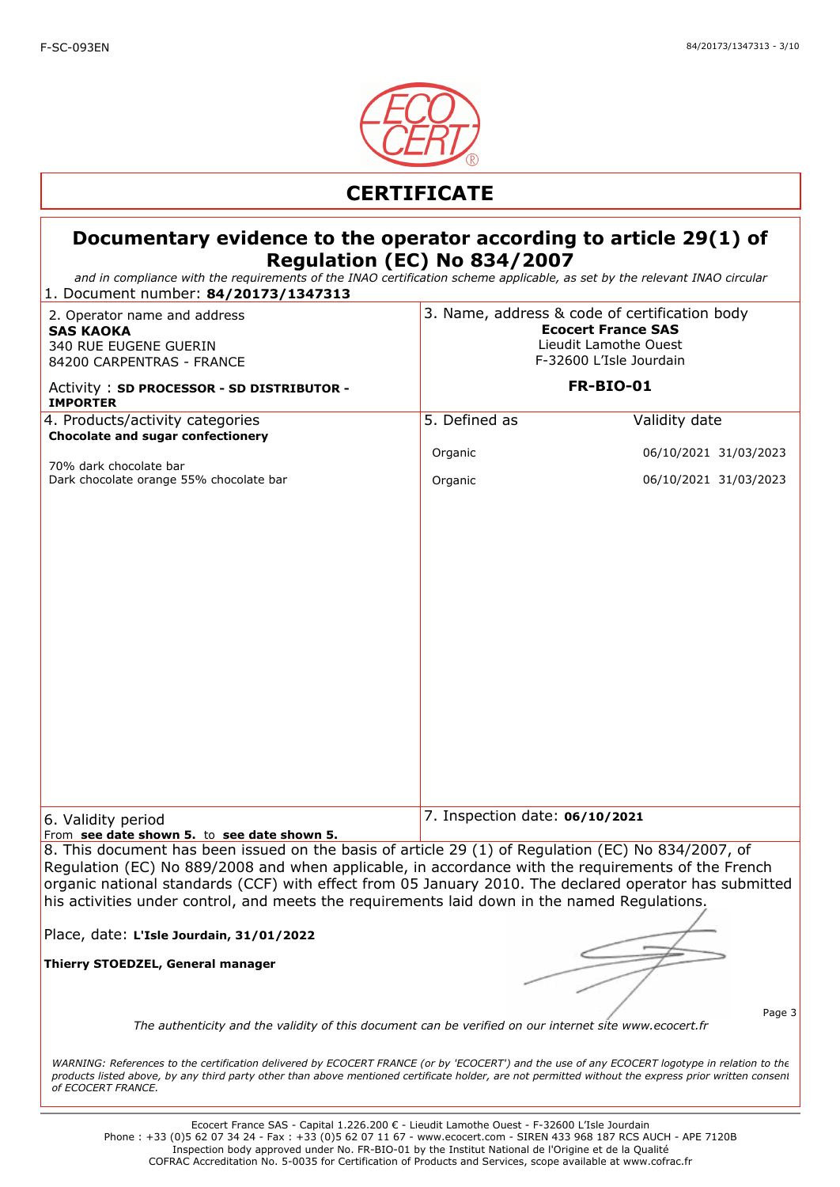F-SC-093EN

# CERTIFICATE

## Documentary evidence to the operator according to article 29(1) of Regulation (EC) No 834/2007

*and in compliance with the requirements of the INAO certification scheme applicable, as set by the relevant INAO circular*

1. Document number: **84/20173/1347313**

| 2. Operator name and address | 3. Name, address & code of certification body |
|---|---|
| **SAS KAOKA**<br>340 RUE EUGENE GUERIN<br>84200 CARPENTRAS - FRANCE<br><br>Activity : **SD PROCESSOR - SD DISTRIBUTOR - IMPORTER** | **Ecocert France SAS**<br>Lieudit Lamothe Ouest<br>F-32600 L'Isle Jourdain<br><br>**FR-BIO-01** |

| 4. Products/activity categories | 5. Defined as | Validity date | |
|---|---|---|---|
| **Chocolate and sugar confectionery** | | | |
| 70% dark chocolate bar | Organic | 06/10/2021 | 31/03/2023 |
| Dark chocolate orange 55% chocolate bar | Organic | 06/10/2021 | 31/03/2023 |

| 6. Validity period | 7. Inspection date: **06/10/2021** |
|---|---|
| From **see date shown 5.** to **see date shown 5.** | |

8. This document has been issued on the basis of article 29 (1) of Regulation (EC) No 834/2007, of Regulation (EC) No 889/2008 and when applicable, in accordance with the requirements of the French organic national standards (CCF) with effect from 05 January 2010. The declared operator has submitted his activities under control, and meets the requirements laid down in the named Regulations.

Place, date: **L'Isle Jourdain, 31/01/2022**

**Thierry STOEDZEL, General manager**

*The authenticity and the validity of this document can be verified on our internet site www.ecocert.fr*

*WARNING: References to the certification delivered by ECOCERT FRANCE (or by 'ECOCERT') and the use of any ECOCERT logotype in relation to the products listed above, by any third party other than above mentioned certificate holder, are not permitted without the express prior written consent of ECOCERT FRANCE.*

Ecocert France SAS - Capital 1.226.200 € - Lieudit Lamothe Ouest - F-32600 L'Isle Jourdain
Phone : +33 (0)5 62 07 34 24 - Fax : +33 (0)5 62 07 11 67 - www.ecocert.com - SIREN 433 968 187 RCS AUCH - APE 7120B
Inspection body approved under No. FR-BIO-01 by the Institut National de l'Origine et de la Qualité
COFRAC Accreditation No. 5-0035 for Certification of Products and Services, scope available at www.cofrac.fr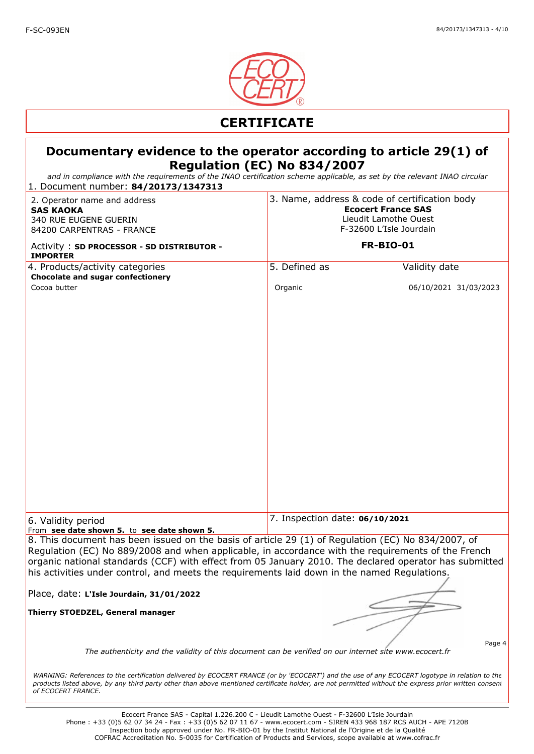# CERTIFICATE

## Documentary evidence to the operator according to article 29(1) of Regulation (EC) No 834/2007

*and in compliance with the requirements of the INAO certification scheme applicable, as set by the relevant INAO circular*

1. Document number: **84/20173/1347313**

| 2. Operator name and address | 3. Name, address & code of certification body |
|---|---|
| **SAS KAOKA**<br>340 RUE EUGENE GUERIN<br>84200 CARPENTRAS - FRANCE<br><br>Activity : **SD PROCESSOR - SD DISTRIBUTOR - IMPORTER** | **Ecocert France SAS**<br>Lieudit Lamothe Ouest<br>F-32600 L'Isle Jourdain<br><br>**FR-BIO-01** |

| 4. Products/activity categories | 5. Defined as | Validity date |
|---|---|---|
| **Chocolate and sugar confectionery** | | |
| Cocoa butter | Organic | 06/10/2021 31/03/2023 |

| 6. Validity period | 7. Inspection date: **06/10/2021** |
|---|---|
| From **see date shown 5.** to **see date shown 5.** | |

8. This document has been issued on the basis of article 29 (1) of Regulation (EC) No 834/2007, of Regulation (EC) No 889/2008 and when applicable, in accordance with the requirements of the French organic national standards (CCF) with effect from 05 January 2010. The declared operator has submitted his activities under control, and meets the requirements laid down in the named Regulations.

Place, date: **L'Isle Jourdain, 31/01/2022**

**Thierry STOEDZEL, General manager**

*The authenticity and the validity of this document can be verified on our internet site www.ecocert.fr*

*WARNING: References to the certification delivered by ECOCERT FRANCE (or by 'ECOCERT') and the use of any ECOCERT logotype in relation to the products listed above, by any third party other than above mentioned certificate holder, are not permitted without the express prior written consent of ECOCERT FRANCE.*

Ecocert France SAS - Capital 1.226.200 € - Lieudit Lamothe Ouest - F-32600 L'Isle Jourdain
Phone : +33 (0)5 62 07 34 24 - Fax : +33 (0)5 62 07 11 67 - www.ecocert.com - SIREN 433 968 187 RCS AUCH - APE 7120B
Inspection body approved under No. FR-BIO-01 by the Institut National de l'Origine et de la Qualité
COFRAC Accreditation No. 5-0035 for Certification of Products and Services, scope available at www.cofrac.fr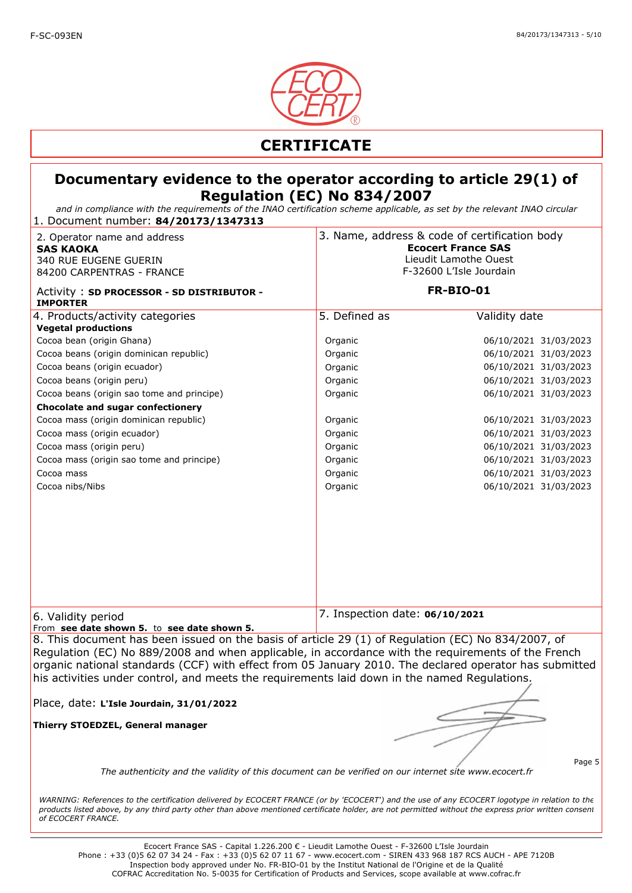F-SC-093EN

# CERTIFICATE

## Documentary evidence to the operator according to article 29(1) of Regulation (EC) No 834/2007

*and in compliance with the requirements of the INAO certification scheme applicable, as set by the relevant INAO circular*

1. Document number: **84/20173/1347313**

| 2. Operator name and address | 3. Name, address & code of certification body |
|---|---|
| **SAS KAOKA**<br>340 RUE EUGENE GUERIN<br>84200 CARPENTRAS - FRANCE<br><br>Activity : **SD PROCESSOR - SD DISTRIBUTOR - IMPORTER** | **Ecocert France SAS**<br>Lieudit Lamothe Ouest<br>F-32600 L'Isle Jourdain<br><br>**FR-BIO-01** |

| 4. Products/activity categories | 5. Defined as | Validity date |
|---|---|---|
| **Vegetal productions** | | |
| Cocoa bean (origin Ghana) | Organic | 06/10/2021 31/03/2023 |
| Cocoa beans (origin dominican republic) | Organic | 06/10/2021 31/03/2023 |
| Cocoa beans (origin ecuador) | Organic | 06/10/2021 31/03/2023 |
| Cocoa beans (origin peru) | Organic | 06/10/2021 31/03/2023 |
| Cocoa beans (origin sao tome and principe) | Organic | 06/10/2021 31/03/2023 |
| **Chocolate and sugar confectionery** | | |
| Cocoa mass (origin dominican republic) | Organic | 06/10/2021 31/03/2023 |
| Cocoa mass (origin ecuador) | Organic | 06/10/2021 31/03/2023 |
| Cocoa mass (origin peru) | Organic | 06/10/2021 31/03/2023 |
| Cocoa mass (origin sao tome and principe) | Organic | 06/10/2021 31/03/2023 |
| Cocoa mass | Organic | 06/10/2021 31/03/2023 |
| Cocoa nibs/Nibs | Organic | 06/10/2021 31/03/2023 |

| 6. Validity period | 7. Inspection date: **06/10/2021** |
|---|---|
| From **see date shown 5.** to **see date shown 5.** | |

8. This document has been issued on the basis of article 29 (1) of Regulation (EC) No 834/2007, of Regulation (EC) No 889/2008 and when applicable, in accordance with the requirements of the French organic national standards (CCF) with effect from 05 January 2010. The declared operator has submitted his activities under control, and meets the requirements laid down in the named Regulations.

Place, date: **L'Isle Jourdain, 31/01/2022**

**Thierry STOEDZEL, General manager**

*The authenticity and the validity of this document can be verified on our internet site www.ecocert.fr*

*WARNING: References to the certification delivered by ECOCERT FRANCE (or by 'ECOCERT') and the use of any ECOCERT logotype in relation to the products listed above, by any third party other than above mentioned certificate holder, are not permitted without the express prior written consent of ECOCERT FRANCE.*

Ecocert France SAS - Capital 1.226.200 € - Lieudit Lamothe Ouest - F-32600 L'Isle Jourdain
Phone : +33 (0)5 62 07 34 24 - Fax : +33 (0)5 62 07 11 67 - www.ecocert.com - SIREN 433 968 187 RCS AUCH - APE 7120B
Inspection body approved under No. FR-BIO-01 by the Institut National de l'Origine et de la Qualité
COFRAC Accreditation No. 5-0035 for Certification of Products and Services, scope available at www.cofrac.fr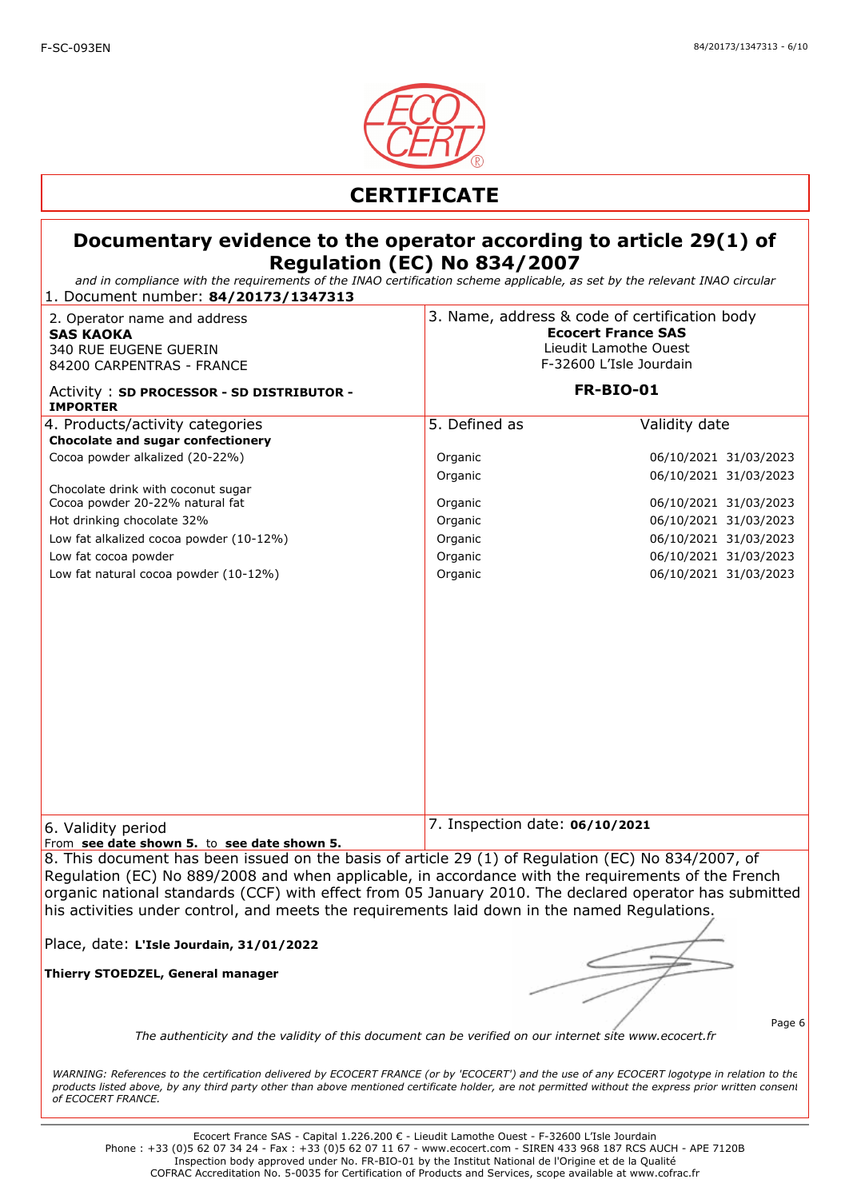F-SC-093EN

# CERTIFICATE

## Documentary evidence to the operator according to article 29(1) of Regulation (EC) No 834/2007

*and in compliance with the requirements of the INAO certification scheme applicable, as set by the relevant INAO circular*

1. Document number: **84/20173/1347313**

| 2. Operator name and address | 3. Name, address & code of certification body |
|---|---|
| **SAS KAOKA**<br>340 RUE EUGENE GUERIN<br>84200 CARPENTRAS - FRANCE<br><br>Activity : **SD PROCESSOR - SD DISTRIBUTOR - IMPORTER** | **Ecocert France SAS**<br>Lieudit Lamothe Ouest<br>F-32600 L'Isle Jourdain<br><br>**FR-BIO-01** |

| 4. Products/activity categories | 5. Defined as | Validity date |
|---|---|---|
| **Chocolate and sugar confectionery** | | |
| Cocoa powder alkalized (20-22%) | Organic | 06/10/2021 31/03/2023 |
| | Organic | 06/10/2021 31/03/2023 |
| Chocolate drink with coconut sugar | | |
| Cocoa powder 20-22% natural fat | Organic | 06/10/2021 31/03/2023 |
| Hot drinking chocolate 32% | Organic | 06/10/2021 31/03/2023 |
| Low fat alkalized cocoa powder (10-12%) | Organic | 06/10/2021 31/03/2023 |
| Low fat cocoa powder | Organic | 06/10/2021 31/03/2023 |
| Low fat natural cocoa powder (10-12%) | Organic | 06/10/2021 31/03/2023 |

| 6. Validity period | 7. Inspection date: **06/10/2021** |
|---|---|
| From **see date shown 5.** to **see date shown 5.** | |

8. This document has been issued on the basis of article 29 (1) of Regulation (EC) No 834/2007, of Regulation (EC) No 889/2008 and when applicable, in accordance with the requirements of the French organic national standards (CCF) with effect from 05 January 2010. The declared operator has submitted his activities under control, and meets the requirements laid down in the named Regulations.

Place, date: **L'Isle Jourdain, 31/01/2022**

**Thierry STOEDZEL, General manager**

*The authenticity and the validity of this document can be verified on our internet site www.ecocert.fr*

*WARNING: References to the certification delivered by ECOCERT FRANCE (or by 'ECOCERT') and the use of any ECOCERT logotype in relation to the products listed above, by any third party other than above mentioned certificate holder, are not permitted without the express prior written consent of ECOCERT FRANCE.*

Ecocert France SAS - Capital 1.226.200 € - Lieudit Lamothe Ouest - F-32600 L'Isle Jourdain
Phone : +33 (0)5 62 07 34 24 - Fax : +33 (0)5 62 07 11 67 - www.ecocert.com - SIREN 433 968 187 RCS AUCH - APE 7120B
Inspection body approved under No. FR-BIO-01 by the Institut National de l'Origine et de la Qualité
COFRAC Accreditation No. 5-0035 for Certification of Products and Services, scope available at www.cofrac.fr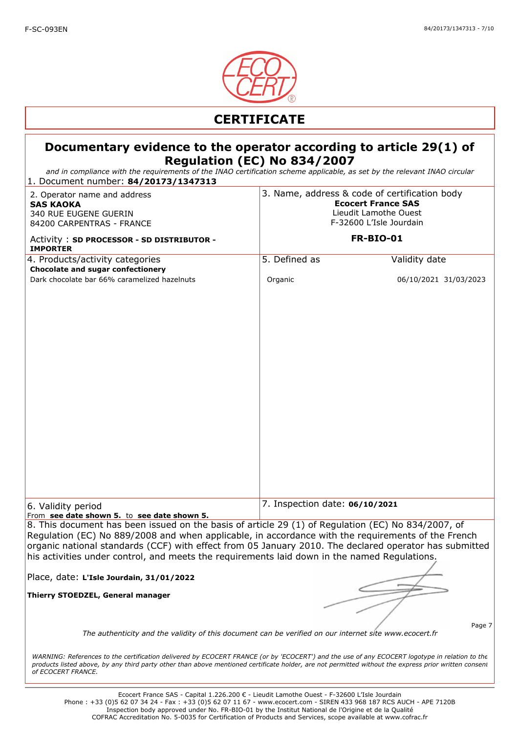F-SC-093EN

# CERTIFICATE

## Documentary evidence to the operator according to article 29(1) of Regulation (EC) No 834/2007

*and in compliance with the requirements of the INAO certification scheme applicable, as set by the relevant INAO circular*

1. Document number: **84/20173/1347313**

| 2. Operator name and address | 3. Name, address & code of certification body |
|---|---|
| **SAS KAOKA**<br>340 RUE EUGENE GUERIN<br>84200 CARPENTRAS - FRANCE<br><br>Activity : **SD PROCESSOR - SD DISTRIBUTOR - IMPORTER** | **Ecocert France SAS**<br>Lieudit Lamothe Ouest<br>F-32600 L'Isle Jourdain<br><br>**FR-BIO-01** |

| 4. Products/activity categories | 5. Defined as | Validity date | |
|---|---|---|---|
| **Chocolate and sugar confectionery** | | | |
| Dark chocolate bar 66% caramelized hazelnuts | Organic | 06/10/2021 | 31/03/2023 |

| 6. Validity period | 7. Inspection date: **06/10/2021** |
|---|---|
| From **see date shown 5.** to **see date shown 5.** | |

8. This document has been issued on the basis of article 29 (1) of Regulation (EC) No 834/2007, of Regulation (EC) No 889/2008 and when applicable, in accordance with the requirements of the French organic national standards (CCF) with effect from 05 January 2010. The declared operator has submitted his activities under control, and meets the requirements laid down in the named Regulations.

Place, date: **L'Isle Jourdain, 31/01/2022**

**Thierry STOEDZEL, General manager**

*The authenticity and the validity of this document can be verified on our internet site www.ecocert.fr*

*WARNING: References to the certification delivered by ECOCERT FRANCE (or by 'ECOCERT') and the use of any ECOCERT logotype in relation to the products listed above, by any third party other than above mentioned certificate holder, are not permitted without the express prior written consent of ECOCERT FRANCE.*

Ecocert France SAS - Capital 1.226.200 € - Lieudit Lamothe Ouest - F-32600 L'Isle Jourdain
Phone : +33 (0)5 62 07 34 24 - Fax : +33 (0)5 62 07 11 67 - www.ecocert.com - SIREN 433 968 187 RCS AUCH - APE 7120B
Inspection body approved under No. FR-BIO-01 by the Institut National de l'Origine et de la Qualité
COFRAC Accreditation No. 5-0035 for Certification of Products and Services, scope available at www.cofrac.fr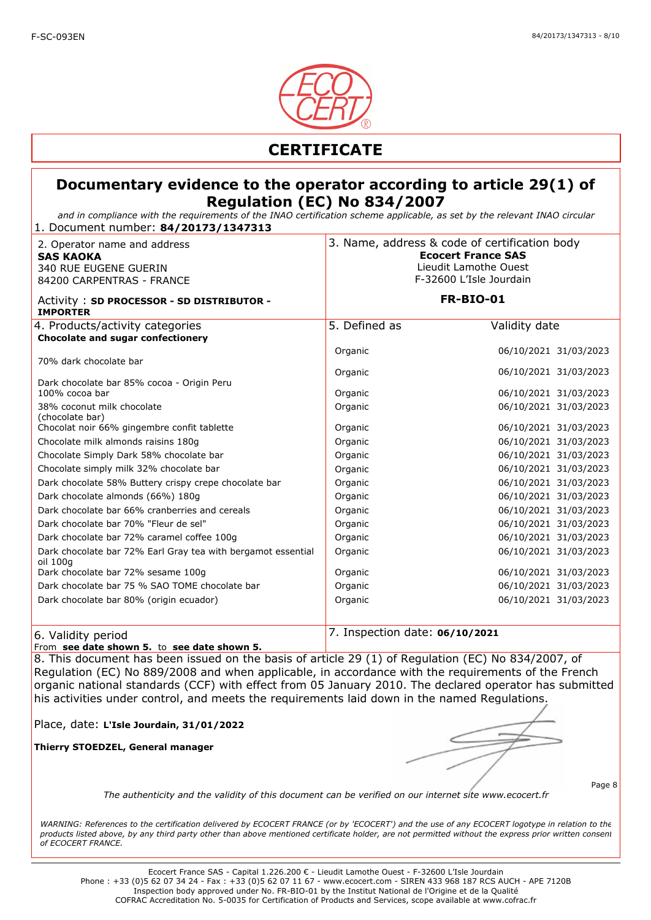F-SC-093EN

# CERTIFICATE

## Documentary evidence to the operator according to article 29(1) of Regulation (EC) No 834/2007

*and in compliance with the requirements of the INAO certification scheme applicable, as set by the relevant INAO circular*

1. Document number: **84/20173/1347313**

| 2. Operator name and address | 3. Name, address & code of certification body |
|---|---|
| **SAS KAOKA**<br>340 RUE EUGENE GUERIN<br>84200 CARPENTRAS - FRANCE<br><br>Activity : **SD PROCESSOR - SD DISTRIBUTOR - IMPORTER** | **Ecocert France SAS**<br>Lieudit Lamothe Ouest<br>F-32600 L'Isle Jourdain<br><br>**FR-BIO-01** |

| 4. Products/activity categories | 5. Defined as | Validity date | |
|---|---|---|---|
| **Chocolate and sugar confectionery** | | | |
| 70% dark chocolate bar | Organic | 06/10/2021 | 31/03/2023 |
| Dark chocolate bar 85% cocoa - Origin Peru | Organic | 06/10/2021 | 31/03/2023 |
| 100% cocoa bar | Organic | 06/10/2021 | 31/03/2023 |
| 38% coconut milk chocolate (chocolate bar) | Organic | 06/10/2021 | 31/03/2023 |
| Chocolat noir 66% gingembre confit tablette | Organic | 06/10/2021 | 31/03/2023 |
| Chocolate milk almonds raisins 180g | Organic | 06/10/2021 | 31/03/2023 |
| Chocolate Simply Dark 58% chocolate bar | Organic | 06/10/2021 | 31/03/2023 |
| Chocolate simply milk 32% chocolate bar | Organic | 06/10/2021 | 31/03/2023 |
| Dark chocolate 58% Buttery crispy crepe chocolate bar | Organic | 06/10/2021 | 31/03/2023 |
| Dark chocolate almonds (66%) 180g | Organic | 06/10/2021 | 31/03/2023 |
| Dark chocolate bar 66% cranberries and cereals | Organic | 06/10/2021 | 31/03/2023 |
| Dark chocolate bar 70% "Fleur de sel" | Organic | 06/10/2021 | 31/03/2023 |
| Dark chocolate bar 72% caramel coffee 100g | Organic | 06/10/2021 | 31/03/2023 |
| Dark chocolate bar 72% Earl Gray tea with bergamot essential oil 100g | Organic | 06/10/2021 | 31/03/2023 |
| Dark chocolate bar 72% sesame 100g | Organic | 06/10/2021 | 31/03/2023 |
| Dark chocolate bar 75 % SAO TOME chocolate bar | Organic | 06/10/2021 | 31/03/2023 |
| Dark chocolate bar 80% (origin ecuador) | Organic | 06/10/2021 | 31/03/2023 |

| 6. Validity period | 7. Inspection date: **06/10/2021** |
|---|---|
| From **see date shown 5.** to **see date shown 5.** | |

8. This document has been issued on the basis of article 29 (1) of Regulation (EC) No 834/2007, of Regulation (EC) No 889/2008 and when applicable, in accordance with the requirements of the French organic national standards (CCF) with effect from 05 January 2010. The declared operator has submitted his activities under control, and meets the requirements laid down in the named Regulations.

Place, date: **L'Isle Jourdain, 31/01/2022**

**Thierry STOEDZEL, General manager**

*The authenticity and the validity of this document can be verified on our internet site www.ecocert.fr*

*WARNING: References to the certification delivered by ECOCERT FRANCE (or by 'ECOCERT') and the use of any ECOCERT logotype in relation to the products listed above, by any third party other than above mentioned certificate holder, are not permitted without the express prior written consent of ECOCERT FRANCE.*

Ecocert France SAS - Capital 1.226.200 € - Lieudit Lamothe Ouest - F-32600 L'Isle Jourdain
Phone : +33 (0)5 62 07 34 24 - Fax : +33 (0)5 62 07 11 67 - www.ecocert.com - SIREN 433 968 187 RCS AUCH - APE 7120B
Inspection body approved under No. FR-BIO-01 by the Institut National de l'Origine et de la Qualité
COFRAC Accreditation No. 5-0035 for Certification of Products and Services, scope available at www.cofrac.fr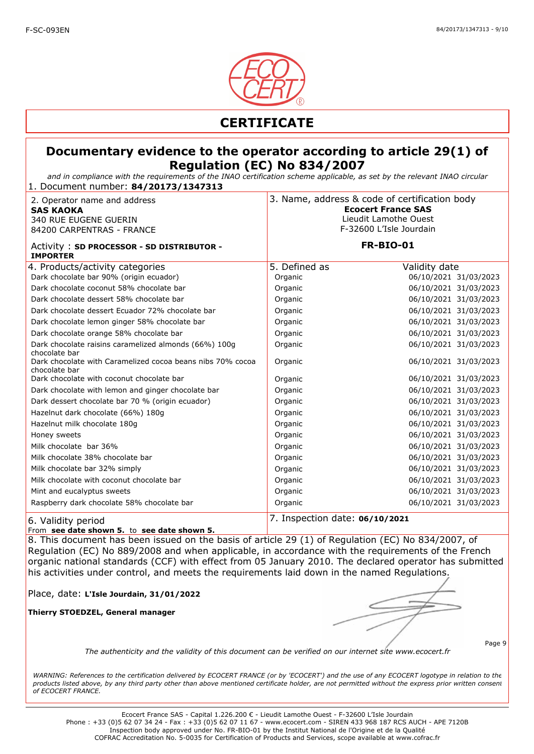F-SC-093EN

# CERTIFICATE

## Documentary evidence to the operator according to article 29(1) of Regulation (EC) No 834/2007

*and in compliance with the requirements of the INAO certification scheme applicable, as set by the relevant INAO circular*

1. Document number: **84/20173/1347313**

| 2. Operator name and address | 3. Name, address & code of certification body |
|---|---|
| **SAS KAOKA**<br>340 RUE EUGENE GUERIN<br>84200 CARPENTRAS - FRANCE<br><br>Activity : **SD PROCESSOR - SD DISTRIBUTOR - IMPORTER** | **Ecocert France SAS**<br>Lieudit Lamothe Ouest<br>F-32600 L'Isle Jourdain<br><br>**FR-BIO-01** |

| 4. Products/activity categories | 5. Defined as | Validity date | |
|---|---|---|---|
| Dark chocolate bar 90% (origin ecuador) | Organic | 06/10/2021 | 31/03/2023 |
| Dark chocolate coconut 58% chocolate bar | Organic | 06/10/2021 | 31/03/2023 |
| Dark chocolate dessert 58% chocolate bar | Organic | 06/10/2021 | 31/03/2023 |
| Dark chocolate dessert Ecuador 72% chocolate bar | Organic | 06/10/2021 | 31/03/2023 |
| Dark chocolate lemon ginger 58% chocolate bar | Organic | 06/10/2021 | 31/03/2023 |
| Dark chocolate orange 58% chocolate bar | Organic | 06/10/2021 | 31/03/2023 |
| Dark chocolate raisins caramelized almonds (66%) 100g chocolate bar | Organic | 06/10/2021 | 31/03/2023 |
| Dark chocolate with Caramelized cocoa beans nibs 70% cocoa chocolate bar | Organic | 06/10/2021 | 31/03/2023 |
| Dark chocolate with coconut chocolate bar | Organic | 06/10/2021 | 31/03/2023 |
| Dark chocolate with lemon and ginger chocolate bar | Organic | 06/10/2021 | 31/03/2023 |
| Dark dessert chocolate bar 70 % (origin ecuador) | Organic | 06/10/2021 | 31/03/2023 |
| Hazelnut dark chocolate (66%) 180g | Organic | 06/10/2021 | 31/03/2023 |
| Hazelnut milk chocolate 180g | Organic | 06/10/2021 | 31/03/2023 |
| Honey sweets | Organic | 06/10/2021 | 31/03/2023 |
| Milk chocolate  bar 36% | Organic | 06/10/2021 | 31/03/2023 |
| Milk chocolate 38% chocolate bar | Organic | 06/10/2021 | 31/03/2023 |
| Milk chocolate bar 32% simply | Organic | 06/10/2021 | 31/03/2023 |
| Milk chocolate with coconut chocolate bar | Organic | 06/10/2021 | 31/03/2023 |
| Mint and eucalyptus sweets | Organic | 06/10/2021 | 31/03/2023 |
| Raspberry dark chocolate 58% chocolate bar | Organic | 06/10/2021 | 31/03/2023 |

| 6. Validity period | 7. Inspection date: **06/10/2021** |
|---|---|
| From **see date shown 5.** to **see date shown 5.** | |

8. This document has been issued on the basis of article 29 (1) of Regulation (EC) No 834/2007, of Regulation (EC) No 889/2008 and when applicable, in accordance with the requirements of the French organic national standards (CCF) with effect from 05 January 2010. The declared operator has submitted his activities under control, and meets the requirements laid down in the named Regulations.

Place, date: **L'Isle Jourdain, 31/01/2022**

**Thierry STOEDZEL, General manager**

*The authenticity and the validity of this document can be verified on our internet site www.ecocert.fr*

*WARNING: References to the certification delivered by ECOCERT FRANCE (or by 'ECOCERT') and the use of any ECOCERT logotype in relation to the products listed above, by any third party other than above mentioned certificate holder, are not permitted without the express prior written consent of ECOCERT FRANCE.*

Ecocert France SAS - Capital 1.226.200 € - Lieudit Lamothe Ouest - F-32600 L'Isle Jourdain
Phone : +33 (0)5 62 07 34 24 - Fax : +33 (0)5 62 07 11 67 - www.ecocert.com - SIREN 433 968 187 RCS AUCH - APE 7120B
Inspection body approved under No. FR-BIO-01 by the Institut National de l'Origine et de la Qualité
COFRAC Accreditation No. 5-0035 for Certification of Products and Services, scope available at www.cofrac.fr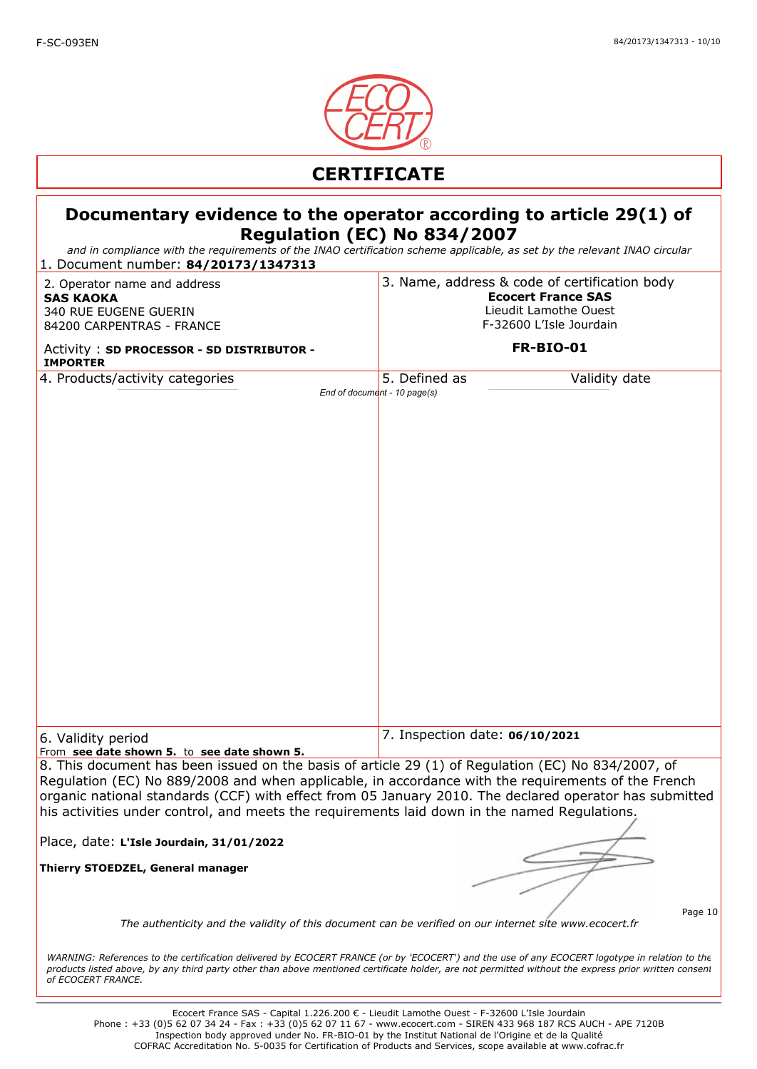# CERTIFICATE

## Documentary evidence to the operator according to article 29(1) of Regulation (EC) No 834/2007

*and in compliance with the requirements of the INAO certification scheme applicable, as set by the relevant INAO circular*

1. Document number: **84/20173/1347313**

| 2. Operator name and address | 3. Name, address & code of certification body |
|---|---|
| **SAS KAOKA**<br>340 RUE EUGENE GUERIN<br>84200 CARPENTRAS - FRANCE<br><br>Activity : **SD PROCESSOR - SD DISTRIBUTOR - IMPORTER** | **Ecocert France SAS**<br>Lieudit Lamothe Ouest<br>F-32600 L'Isle Jourdain<br><br>**FR-BIO-01** |

| 4. Products/activity categories | 5. Defined as | Validity date |
|---|---|---|

*End of document - 10 page(s)*

| 6. Validity period | 7. Inspection date: **06/10/2021** |
|---|---|
| From **see date shown 5.** to **see date shown 5.** | |

8. This document has been issued on the basis of article 29 (1) of Regulation (EC) No 834/2007, of Regulation (EC) No 889/2008 and when applicable, in accordance with the requirements of the French organic national standards (CCF) with effect from 05 January 2010. The declared operator has submitted his activities under control, and meets the requirements laid down in the named Regulations.

Place, date: **L'Isle Jourdain, 31/01/2022**

**Thierry STOEDZEL, General manager**

*The authenticity and the validity of this document can be verified on our internet site www.ecocert.fr*

*WARNING: References to the certification delivered by ECOCERT FRANCE (or by 'ECOCERT') and the use of any ECOCERT logotype in relation to the products listed above, by any third party other than above mentioned certificate holder, are not permitted without the express prior written consent of ECOCERT FRANCE.*

Ecocert France SAS - Capital 1.226.200 € - Lieudit Lamothe Ouest - F-32600 L'Isle Jourdain
Phone : +33 (0)5 62 07 34 24 - Fax : +33 (0)5 62 07 11 67 - www.ecocert.com - SIREN 433 968 187 RCS AUCH - APE 7120B
Inspection body approved under No. FR-BIO-01 by the Institut National de l'Origine et de la Qualité
COFRAC Accreditation No. 5-0035 for Certification of Products and Services, scope available at www.cofrac.fr